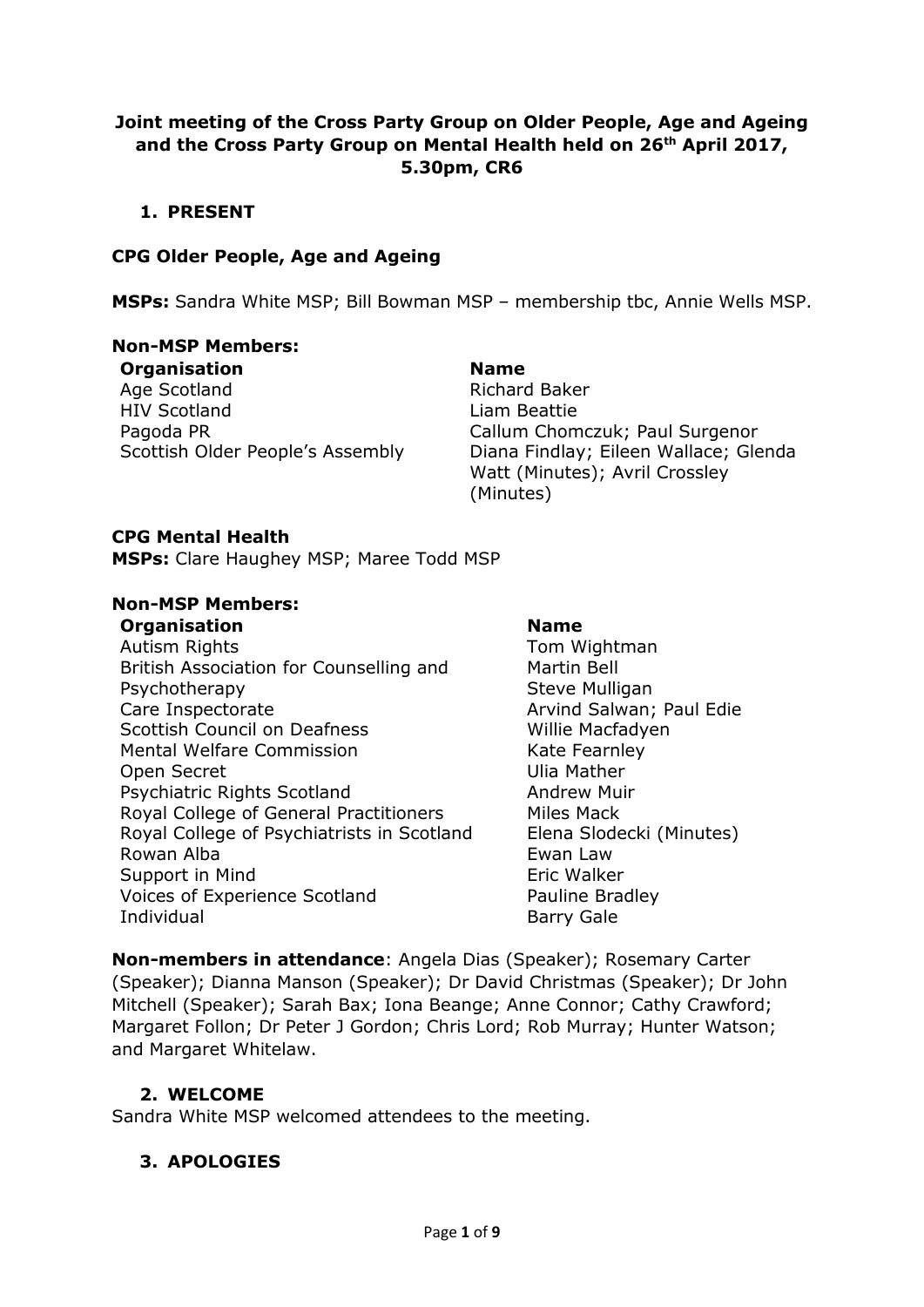**Joint meeting of the Cross Party Group on Older People, Age and Ageing and the Cross Party Group on Mental Health held on 26th April 2017, 5.30pm, CR6**

## 1. PRESENT

### CPG Older People, Age and Ageing

**MSPs:** Sandra White MSP; Bill Bowman MSP – membership tbc, Annie Wells MSP.

**Non-MSP Members:**

| Organisation | Name |
| --- | --- |
| Age Scotland | Richard Baker |
| HIV Scotland | Liam Beattie |
| Pagoda PR | Callum Chomczuk; Paul Surgenor |
| Scottish Older People's Assembly | Diana Findlay; Eileen Wallace; Glenda Watt (Minutes); Avril Crossley (Minutes) |

### CPG Mental Health

**MSPs:** Clare Haughey MSP; Maree Todd MSP

**Non-MSP Members:**

| Organisation | Name |
| --- | --- |
| Autism Rights | Tom Wightman |
| British Association for Counselling and Psychotherapy | Martin Bell; Steve Mulligan |
| Care Inspectorate | Arvind Salwan; Paul Edie |
| Scottish Council on Deafness | Willie Macfadyen |
| Mental Welfare Commission | Kate Fearnley |
| Open Secret | Ulia Mather |
| Psychiatric Rights Scotland | Andrew Muir |
| Royal College of General Practitioners | Miles Mack |
| Royal College of Psychiatrists in Scotland | Elena Slodecki (Minutes) |
| Rowan Alba | Ewan Law |
| Support in Mind | Eric Walker |
| Voices of Experience Scotland | Pauline Bradley |
| Individual | Barry Gale |

**Non-members in attendance**: Angela Dias (Speaker); Rosemary Carter (Speaker); Dianna Manson (Speaker); Dr David Christmas (Speaker); Dr John Mitchell (Speaker); Sarah Bax; Iona Beange; Anne Connor; Cathy Crawford; Margaret Follon; Dr Peter J Gordon; Chris Lord; Rob Murray; Hunter Watson; and Margaret Whitelaw.

## 2. WELCOME

Sandra White MSP welcomed attendees to the meeting.

## 3. APOLOGIES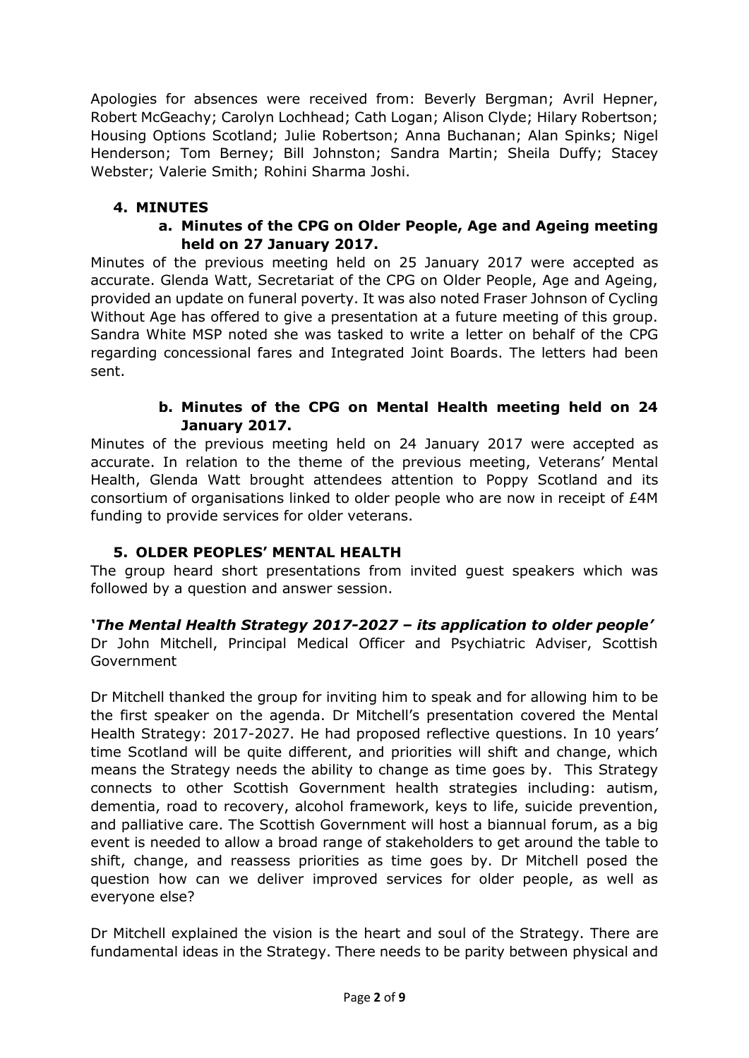Apologies for absences were received from: Beverly Bergman; Avril Hepner, Robert McGeachy; Carolyn Lochhead; Cath Logan; Alison Clyde; Hilary Robertson; Housing Options Scotland; Julie Robertson; Anna Buchanan; Alan Spinks; Nigel Henderson; Tom Berney; Bill Johnston; Sandra Martin; Sheila Duffy; Stacey Webster; Valerie Smith; Rohini Sharma Joshi.

## 4. MINUTES

### a. Minutes of the CPG on Older People, Age and Ageing meeting held on 27 January 2017.

Minutes of the previous meeting held on 25 January 2017 were accepted as accurate. Glenda Watt, Secretariat of the CPG on Older People, Age and Ageing, provided an update on funeral poverty. It was also noted Fraser Johnson of Cycling Without Age has offered to give a presentation at a future meeting of this group. Sandra White MSP noted she was tasked to write a letter on behalf of the CPG regarding concessional fares and Integrated Joint Boards. The letters had been sent.

### b. Minutes of the CPG on Mental Health meeting held on 24 January 2017.

Minutes of the previous meeting held on 24 January 2017 were accepted as accurate. In relation to the theme of the previous meeting, Veterans' Mental Health, Glenda Watt brought attendees attention to Poppy Scotland and its consortium of organisations linked to older people who are now in receipt of £4M funding to provide services for older veterans.

## 5. OLDER PEOPLES' MENTAL HEALTH

The group heard short presentations from invited guest speakers which was followed by a question and answer session.

***'The Mental Health Strategy 2017-2027 – its application to older people'***
Dr John Mitchell, Principal Medical Officer and Psychiatric Adviser, Scottish Government

Dr Mitchell thanked the group for inviting him to speak and for allowing him to be the first speaker on the agenda. Dr Mitchell's presentation covered the Mental Health Strategy: 2017-2027. He had proposed reflective questions. In 10 years' time Scotland will be quite different, and priorities will shift and change, which means the Strategy needs the ability to change as time goes by. This Strategy connects to other Scottish Government health strategies including: autism, dementia, road to recovery, alcohol framework, keys to life, suicide prevention, and palliative care. The Scottish Government will host a biannual forum, as a big event is needed to allow a broad range of stakeholders to get around the table to shift, change, and reassess priorities as time goes by. Dr Mitchell posed the question how can we deliver improved services for older people, as well as everyone else?

Dr Mitchell explained the vision is the heart and soul of the Strategy. There are fundamental ideas in the Strategy. There needs to be parity between physical and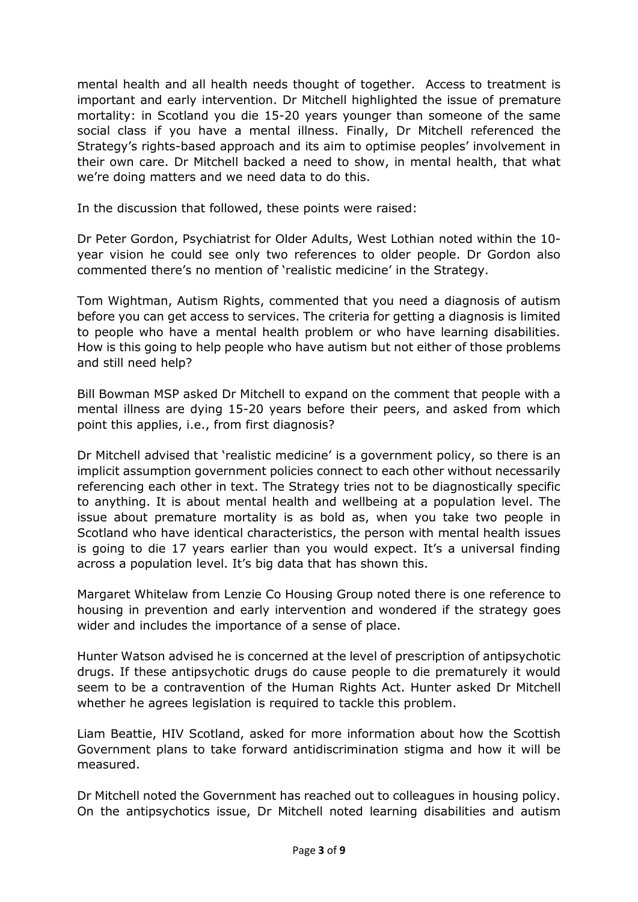mental health and all health needs thought of together. Access to treatment is important and early intervention. Dr Mitchell highlighted the issue of premature mortality: in Scotland you die 15-20 years younger than someone of the same social class if you have a mental illness. Finally, Dr Mitchell referenced the Strategy's rights-based approach and its aim to optimise peoples' involvement in their own care. Dr Mitchell backed a need to show, in mental health, that what we're doing matters and we need data to do this.

In the discussion that followed, these points were raised:

Dr Peter Gordon, Psychiatrist for Older Adults, West Lothian noted within the 10-year vision he could see only two references to older people. Dr Gordon also commented there's no mention of 'realistic medicine' in the Strategy.

Tom Wightman, Autism Rights, commented that you need a diagnosis of autism before you can get access to services. The criteria for getting a diagnosis is limited to people who have a mental health problem or who have learning disabilities. How is this going to help people who have autism but not either of those problems and still need help?

Bill Bowman MSP asked Dr Mitchell to expand on the comment that people with a mental illness are dying 15-20 years before their peers, and asked from which point this applies, i.e., from first diagnosis?

Dr Mitchell advised that 'realistic medicine' is a government policy, so there is an implicit assumption government policies connect to each other without necessarily referencing each other in text. The Strategy tries not to be diagnostically specific to anything. It is about mental health and wellbeing at a population level. The issue about premature mortality is as bold as, when you take two people in Scotland who have identical characteristics, the person with mental health issues is going to die 17 years earlier than you would expect. It's a universal finding across a population level. It's big data that has shown this.

Margaret Whitelaw from Lenzie Co Housing Group noted there is one reference to housing in prevention and early intervention and wondered if the strategy goes wider and includes the importance of a sense of place.

Hunter Watson advised he is concerned at the level of prescription of antipsychotic drugs. If these antipsychotic drugs do cause people to die prematurely it would seem to be a contravention of the Human Rights Act. Hunter asked Dr Mitchell whether he agrees legislation is required to tackle this problem.

Liam Beattie, HIV Scotland, asked for more information about how the Scottish Government plans to take forward antidiscrimination stigma and how it will be measured.

Dr Mitchell noted the Government has reached out to colleagues in housing policy. On the antipsychotics issue, Dr Mitchell noted learning disabilities and autism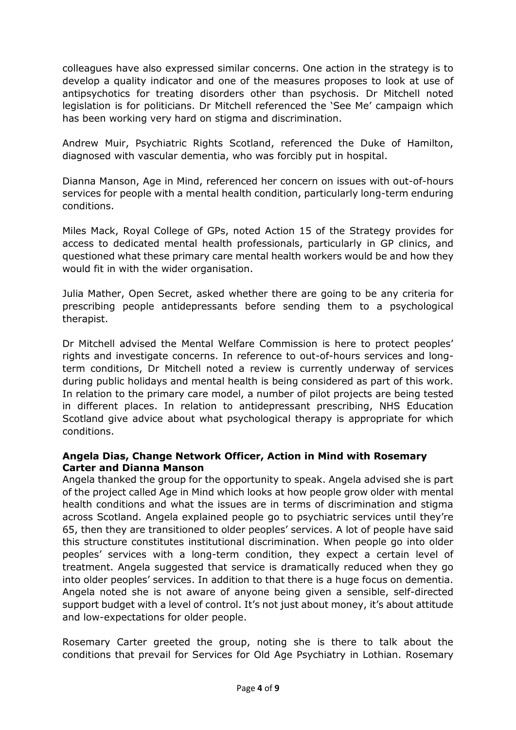colleagues have also expressed similar concerns. One action in the strategy is to develop a quality indicator and one of the measures proposes to look at use of antipsychotics for treating disorders other than psychosis. Dr Mitchell noted legislation is for politicians. Dr Mitchell referenced the 'See Me' campaign which has been working very hard on stigma and discrimination.

Andrew Muir, Psychiatric Rights Scotland, referenced the Duke of Hamilton, diagnosed with vascular dementia, who was forcibly put in hospital.

Dianna Manson, Age in Mind, referenced her concern on issues with out-of-hours services for people with a mental health condition, particularly long-term enduring conditions.

Miles Mack, Royal College of GPs, noted Action 15 of the Strategy provides for access to dedicated mental health professionals, particularly in GP clinics, and questioned what these primary care mental health workers would be and how they would fit in with the wider organisation.

Julia Mather, Open Secret, asked whether there are going to be any criteria for prescribing people antidepressants before sending them to a psychological therapist.

Dr Mitchell advised the Mental Welfare Commission is here to protect peoples' rights and investigate concerns. In reference to out-of-hours services and long-term conditions, Dr Mitchell noted a review is currently underway of services during public holidays and mental health is being considered as part of this work. In relation to the primary care model, a number of pilot projects are being tested in different places. In relation to antidepressant prescribing, NHS Education Scotland give advice about what psychological therapy is appropriate for which conditions.

**Angela Dias, Change Network Officer, Action in Mind with Rosemary Carter and Dianna Manson**

Angela thanked the group for the opportunity to speak. Angela advised she is part of the project called Age in Mind which looks at how people grow older with mental health conditions and what the issues are in terms of discrimination and stigma across Scotland. Angela explained people go to psychiatric services until they're 65, then they are transitioned to older peoples' services. A lot of people have said this structure constitutes institutional discrimination. When people go into older peoples' services with a long-term condition, they expect a certain level of treatment. Angela suggested that service is dramatically reduced when they go into older peoples' services. In addition to that there is a huge focus on dementia. Angela noted she is not aware of anyone being given a sensible, self-directed support budget with a level of control. It's not just about money, it's about attitude and low-expectations for older people.

Rosemary Carter greeted the group, noting she is there to talk about the conditions that prevail for Services for Old Age Psychiatry in Lothian. Rosemary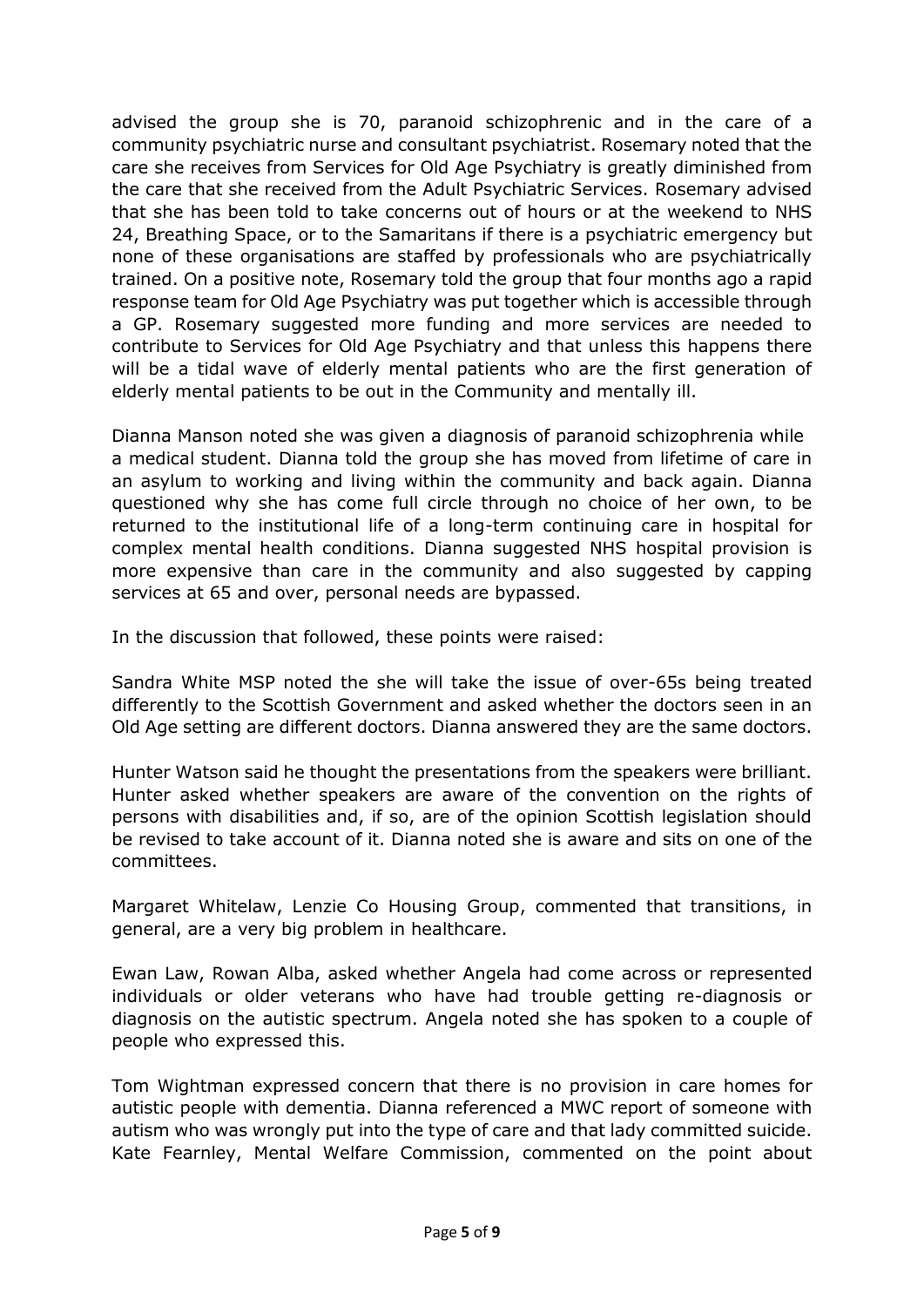advised the group she is 70, paranoid schizophrenic and in the care of a community psychiatric nurse and consultant psychiatrist. Rosemary noted that the care she receives from Services for Old Age Psychiatry is greatly diminished from the care that she received from the Adult Psychiatric Services. Rosemary advised that she has been told to take concerns out of hours or at the weekend to NHS 24, Breathing Space, or to the Samaritans if there is a psychiatric emergency but none of these organisations are staffed by professionals who are psychiatrically trained. On a positive note, Rosemary told the group that four months ago a rapid response team for Old Age Psychiatry was put together which is accessible through a GP. Rosemary suggested more funding and more services are needed to contribute to Services for Old Age Psychiatry and that unless this happens there will be a tidal wave of elderly mental patients who are the first generation of elderly mental patients to be out in the Community and mentally ill.

Dianna Manson noted she was given a diagnosis of paranoid schizophrenia while a medical student. Dianna told the group she has moved from lifetime of care in an asylum to working and living within the community and back again. Dianna questioned why she has come full circle through no choice of her own, to be returned to the institutional life of a long-term continuing care in hospital for complex mental health conditions. Dianna suggested NHS hospital provision is more expensive than care in the community and also suggested by capping services at 65 and over, personal needs are bypassed.

In the discussion that followed, these points were raised:

Sandra White MSP noted the she will take the issue of over-65s being treated differently to the Scottish Government and asked whether the doctors seen in an Old Age setting are different doctors. Dianna answered they are the same doctors.

Hunter Watson said he thought the presentations from the speakers were brilliant. Hunter asked whether speakers are aware of the convention on the rights of persons with disabilities and, if so, are of the opinion Scottish legislation should be revised to take account of it. Dianna noted she is aware and sits on one of the committees.

Margaret Whitelaw, Lenzie Co Housing Group, commented that transitions, in general, are a very big problem in healthcare.

Ewan Law, Rowan Alba, asked whether Angela had come across or represented individuals or older veterans who have had trouble getting re-diagnosis or diagnosis on the autistic spectrum. Angela noted she has spoken to a couple of people who expressed this.

Tom Wightman expressed concern that there is no provision in care homes for autistic people with dementia. Dianna referenced a MWC report of someone with autism who was wrongly put into the type of care and that lady committed suicide. Kate Fearnley, Mental Welfare Commission, commented on the point about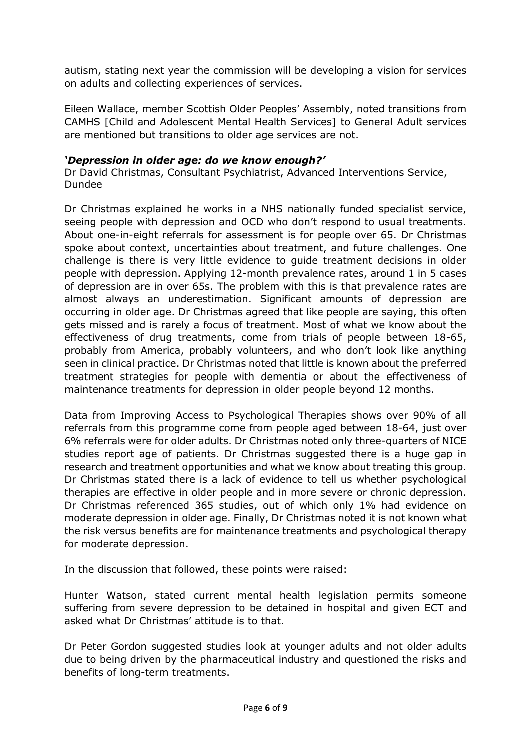autism, stating next year the commission will be developing a vision for services on adults and collecting experiences of services.

Eileen Wallace, member Scottish Older Peoples' Assembly, noted transitions from CAMHS [Child and Adolescent Mental Health Services] to General Adult services are mentioned but transitions to older age services are not.

***'Depression in older age: do we know enough?'***
Dr David Christmas, Consultant Psychiatrist, Advanced Interventions Service, Dundee

Dr Christmas explained he works in a NHS nationally funded specialist service, seeing people with depression and OCD who don't respond to usual treatments. About one-in-eight referrals for assessment is for people over 65. Dr Christmas spoke about context, uncertainties about treatment, and future challenges. One challenge is there is very little evidence to guide treatment decisions in older people with depression. Applying 12-month prevalence rates, around 1 in 5 cases of depression are in over 65s. The problem with this is that prevalence rates are almost always an underestimation. Significant amounts of depression are occurring in older age. Dr Christmas agreed that like people are saying, this often gets missed and is rarely a focus of treatment. Most of what we know about the effectiveness of drug treatments, come from trials of people between 18-65, probably from America, probably volunteers, and who don't look like anything seen in clinical practice. Dr Christmas noted that little is known about the preferred treatment strategies for people with dementia or about the effectiveness of maintenance treatments for depression in older people beyond 12 months.

Data from Improving Access to Psychological Therapies shows over 90% of all referrals from this programme come from people aged between 18-64, just over 6% referrals were for older adults. Dr Christmas noted only three-quarters of NICE studies report age of patients. Dr Christmas suggested there is a huge gap in research and treatment opportunities and what we know about treating this group. Dr Christmas stated there is a lack of evidence to tell us whether psychological therapies are effective in older people and in more severe or chronic depression. Dr Christmas referenced 365 studies, out of which only 1% had evidence on moderate depression in older age. Finally, Dr Christmas noted it is not known what the risk versus benefits are for maintenance treatments and psychological therapy for moderate depression.

In the discussion that followed, these points were raised:

Hunter Watson, stated current mental health legislation permits someone suffering from severe depression to be detained in hospital and given ECT and asked what Dr Christmas' attitude is to that.

Dr Peter Gordon suggested studies look at younger adults and not older adults due to being driven by the pharmaceutical industry and questioned the risks and benefits of long-term treatments.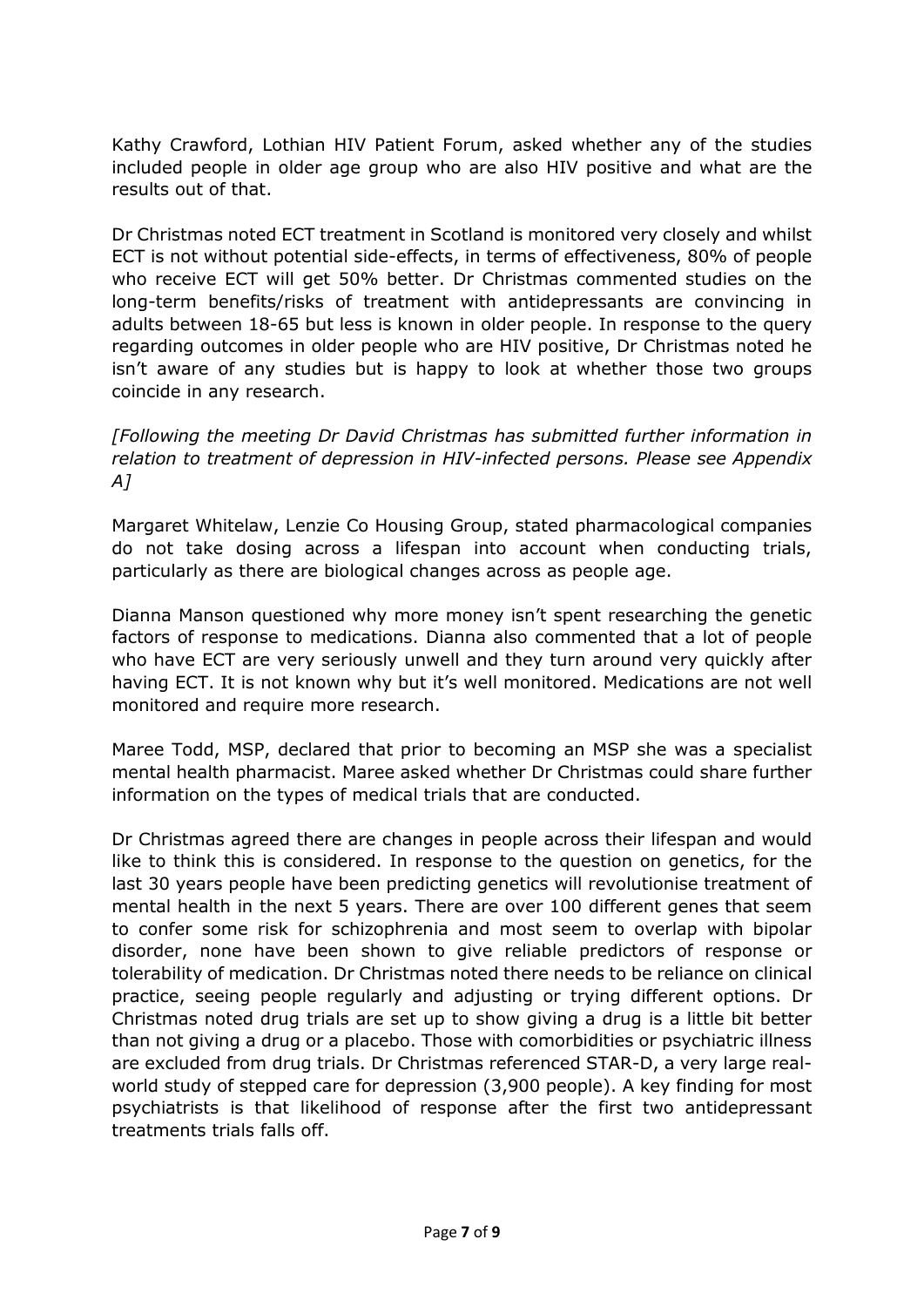Kathy Crawford, Lothian HIV Patient Forum, asked whether any of the studies included people in older age group who are also HIV positive and what are the results out of that.

Dr Christmas noted ECT treatment in Scotland is monitored very closely and whilst ECT is not without potential side-effects, in terms of effectiveness, 80% of people who receive ECT will get 50% better. Dr Christmas commented studies on the long-term benefits/risks of treatment with antidepressants are convincing in adults between 18-65 but less is known in older people. In response to the query regarding outcomes in older people who are HIV positive, Dr Christmas noted he isn't aware of any studies but is happy to look at whether those two groups coincide in any research.

*[Following the meeting Dr David Christmas has submitted further information in relation to treatment of depression in HIV-infected persons. Please see Appendix A]*

Margaret Whitelaw, Lenzie Co Housing Group, stated pharmacological companies do not take dosing across a lifespan into account when conducting trials, particularly as there are biological changes across as people age.

Dianna Manson questioned why more money isn't spent researching the genetic factors of response to medications. Dianna also commented that a lot of people who have ECT are very seriously unwell and they turn around very quickly after having ECT. It is not known why but it's well monitored. Medications are not well monitored and require more research.

Maree Todd, MSP, declared that prior to becoming an MSP she was a specialist mental health pharmacist. Maree asked whether Dr Christmas could share further information on the types of medical trials that are conducted.

Dr Christmas agreed there are changes in people across their lifespan and would like to think this is considered. In response to the question on genetics, for the last 30 years people have been predicting genetics will revolutionise treatment of mental health in the next 5 years. There are over 100 different genes that seem to confer some risk for schizophrenia and most seem to overlap with bipolar disorder, none have been shown to give reliable predictors of response or tolerability of medication. Dr Christmas noted there needs to be reliance on clinical practice, seeing people regularly and adjusting or trying different options. Dr Christmas noted drug trials are set up to show giving a drug is a little bit better than not giving a drug or a placebo. Those with comorbidities or psychiatric illness are excluded from drug trials. Dr Christmas referenced STAR-D, a very large real-world study of stepped care for depression (3,900 people). A key finding for most psychiatrists is that likelihood of response after the first two antidepressant treatments trials falls off.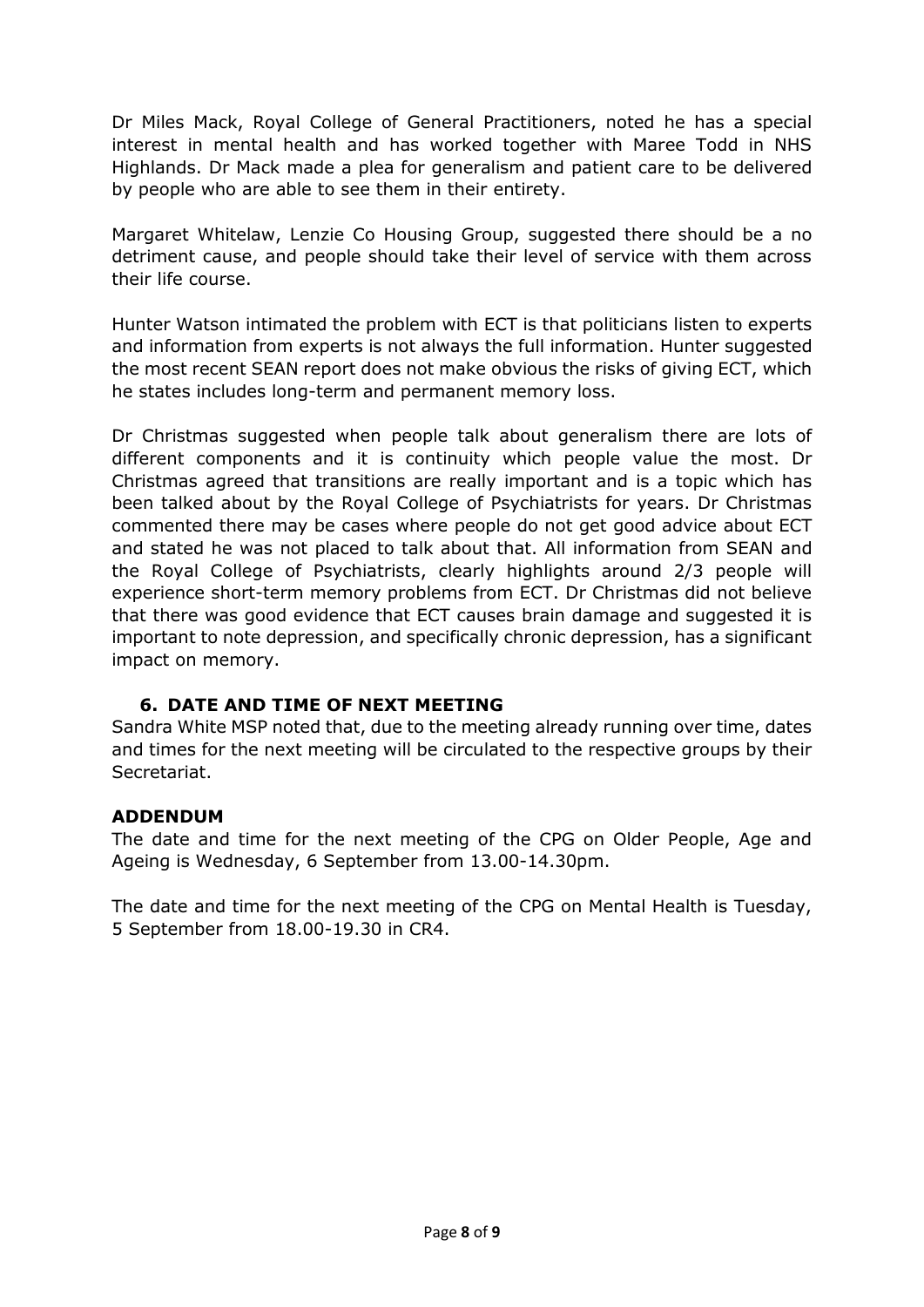Dr Miles Mack, Royal College of General Practitioners, noted he has a special interest in mental health and has worked together with Maree Todd in NHS Highlands. Dr Mack made a plea for generalism and patient care to be delivered by people who are able to see them in their entirety.

Margaret Whitelaw, Lenzie Co Housing Group, suggested there should be a no detriment cause, and people should take their level of service with them across their life course.

Hunter Watson intimated the problem with ECT is that politicians listen to experts and information from experts is not always the full information. Hunter suggested the most recent SEAN report does not make obvious the risks of giving ECT, which he states includes long-term and permanent memory loss.

Dr Christmas suggested when people talk about generalism there are lots of different components and it is continuity which people value the most. Dr Christmas agreed that transitions are really important and is a topic which has been talked about by the Royal College of Psychiatrists for years. Dr Christmas commented there may be cases where people do not get good advice about ECT and stated he was not placed to talk about that. All information from SEAN and the Royal College of Psychiatrists, clearly highlights around 2/3 people will experience short-term memory problems from ECT. Dr Christmas did not believe that there was good evidence that ECT causes brain damage and suggested it is important to note depression, and specifically chronic depression, has a significant impact on memory.

## 6. DATE AND TIME OF NEXT MEETING

Sandra White MSP noted that, due to the meeting already running over time, dates and times for the next meeting will be circulated to the respective groups by their Secretariat.

**ADDENDUM**

The date and time for the next meeting of the CPG on Older People, Age and Ageing is Wednesday, 6 September from 13.00-14.30pm.

The date and time for the next meeting of the CPG on Mental Health is Tuesday, 5 September from 18.00-19.30 in CR4.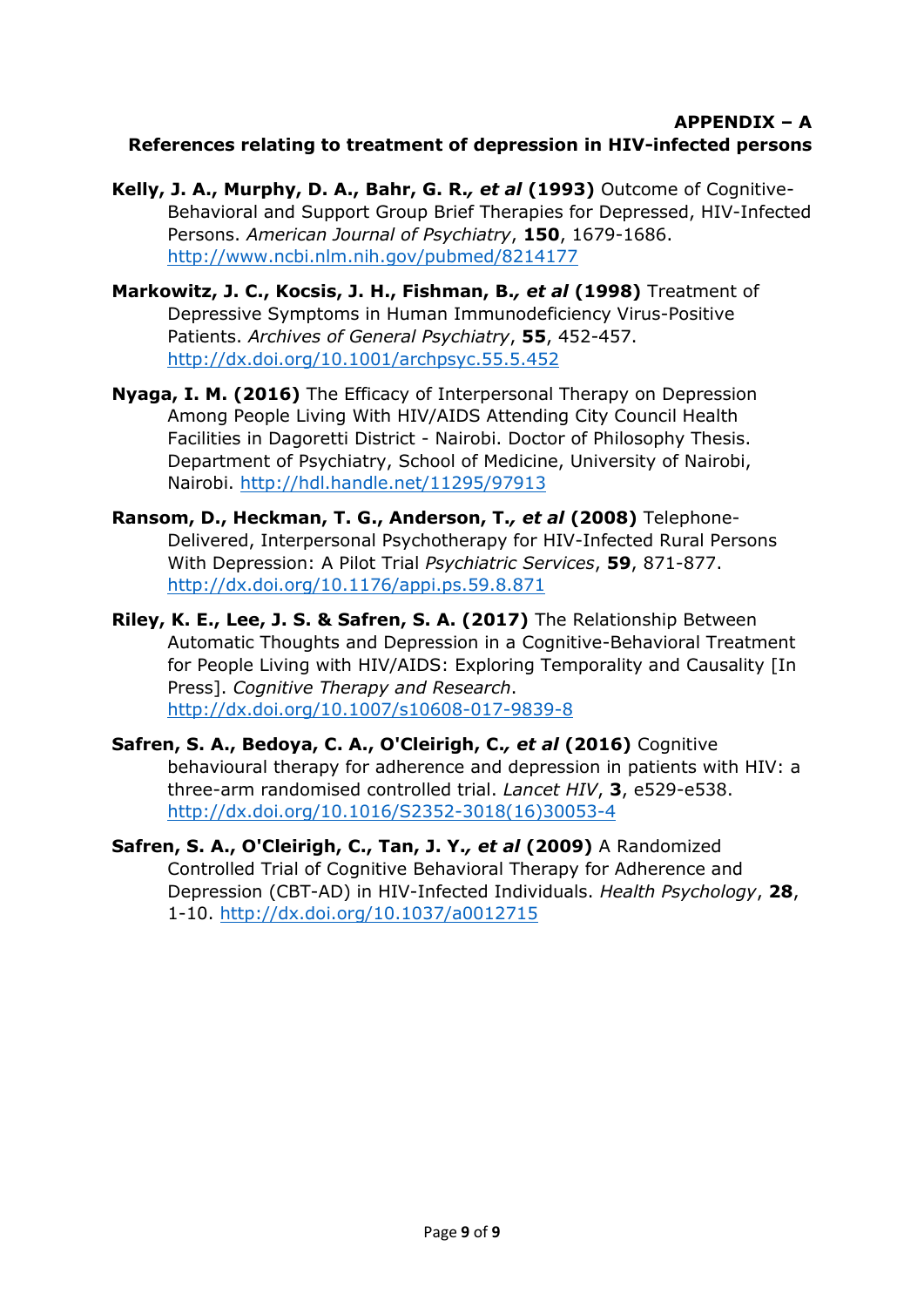## APPENDIX – A

## References relating to treatment of depression in HIV-infected persons

**Kelly, J. A., Murphy, D. A., Bahr, G. R.*, et al* (1993)** Outcome of Cognitive-Behavioral and Support Group Brief Therapies for Depressed, HIV-Infected Persons. *American Journal of Psychiatry*, **150**, 1679-1686. http://www.ncbi.nlm.nih.gov/pubmed/8214177

**Markowitz, J. C., Kocsis, J. H., Fishman, B.*, et al* (1998)** Treatment of Depressive Symptoms in Human Immunodeficiency Virus-Positive Patients. *Archives of General Psychiatry*, **55**, 452-457. http://dx.doi.org/10.1001/archpsyc.55.5.452

**Nyaga, I. M. (2016)** The Efficacy of Interpersonal Therapy on Depression Among People Living With HIV/AIDS Attending City Council Health Facilities in Dagoretti District - Nairobi. Doctor of Philosophy Thesis. Department of Psychiatry, School of Medicine, University of Nairobi, Nairobi. http://hdl.handle.net/11295/97913

**Ransom, D., Heckman, T. G., Anderson, T.*, et al* (2008)** Telephone-Delivered, Interpersonal Psychotherapy for HIV-Infected Rural Persons With Depression: A Pilot Trial *Psychiatric Services*, **59**, 871-877. http://dx.doi.org/10.1176/appi.ps.59.8.871

**Riley, K. E., Lee, J. S. & Safren, S. A. (2017)** The Relationship Between Automatic Thoughts and Depression in a Cognitive-Behavioral Treatment for People Living with HIV/AIDS: Exploring Temporality and Causality [In Press]. *Cognitive Therapy and Research*. http://dx.doi.org/10.1007/s10608-017-9839-8

**Safren, S. A., Bedoya, C. A., O'Cleirigh, C.*, et al* (2016)** Cognitive behavioural therapy for adherence and depression in patients with HIV: a three-arm randomised controlled trial. *Lancet HIV*, **3**, e529-e538. http://dx.doi.org/10.1016/S2352-3018(16)30053-4

**Safren, S. A., O'Cleirigh, C., Tan, J. Y.*, et al* (2009)** A Randomized Controlled Trial of Cognitive Behavioral Therapy for Adherence and Depression (CBT-AD) in HIV-Infected Individuals. *Health Psychology*, **28**, 1-10. http://dx.doi.org/10.1037/a0012715